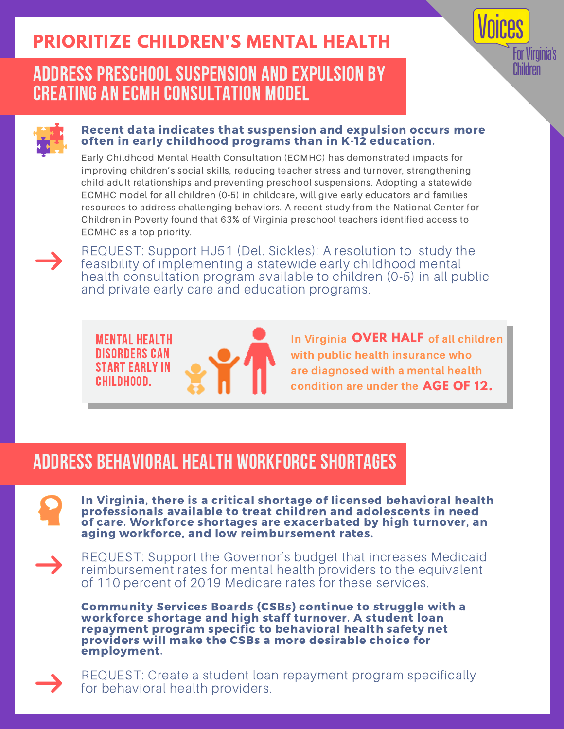# PRIORITIZE CHILDREN'S MENTAL HEALTH

Voices For Virginia's Children

## ADDRESS PRESCHOOL SUSPENSION AND EXPULSION BY CREATING AN ECMH CONSULTATION MODEL

**Recent data indicates that suspension and expulsion occurs more often in early childhood programs than in K-12 education.**

Early Childhood Mental Health Consultation (ECMHC) has demonstrated impacts for improving children's social skills, reducing teacher stress and turnover, strengthening child-adult relationships and preventing preschool suspensions. Adopting a statewide ECMHC model for all children (0-5) in childcare, will give early educators and families resources to address challenging behaviors. A recent study from the National Center for Children in Poverty found that 63% of Virginia preschool teachers identified access to ECMHC as a top priority.

→ REQUEST: Support HJ51 (Del. Sickles): A resolution to study the feasibility of implementing a statewide early childhood mental health consultation program available to children (0-5) in all public and private early care and education programs.

**MENTAL HEALTH DISORDERS CAN START EARLY IN CHILDHOOD.**

In Virginia **OVER HALF** of all children with public health insurance who are diagnosed with a mental health condition are under the **AGE OF 12.**

## ADDRESS BEHAVIORAL HEALTH WORKFORCE SHORTAGES

**In Virginia, there is a critical shortage of licensed behavioral health professionals available to treat children and adolescents in need of care. Workforce shortages are exacerbated by high turnover, an aging workforce, and low reimbursement rates.**

→ REQUEST: Support the Governor's budget that increases Medicaid reimbursement rates for mental health providers to the equivalent of 110 percent of 2019 Medicare rates for these services.

**Community Services Boards (CSBs) continue to struggle with a workforce shortage and high staff turnover. A student loan repayment program specific to behavioral health safety net providers will make the CSBs a more desirable choice for employment.**

→ REQUEST: Create a student loan repayment program specifically for behavioral health providers.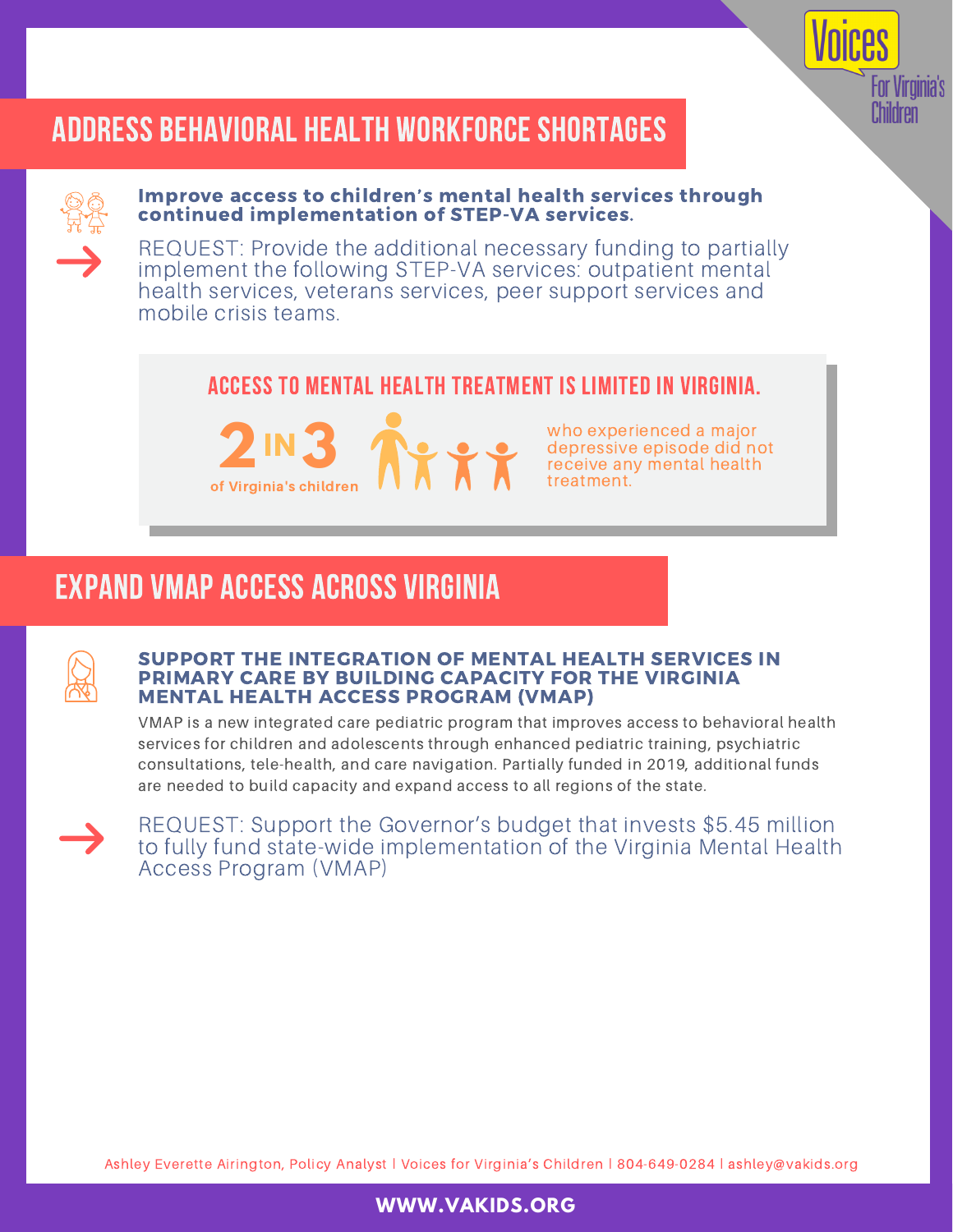## ADDRESS BEHAVIORAL HEALTH WORKFORCE SHORTAGES

**Improve access to children's mental health services through continued implementation of STEP-VA services.**

REQUEST: Provide the additional necessary funding to partially implement the following STEP-VA services: outpatient mental health services, veterans services, peer support services and mobile crisis teams.

### ACCESS TO MENTAL HEALTH TREATMENT IS LIMITED IN VIRGINIA.

**2 IN 3** of Virginia's children who experienced a major depressive episode did not receive any mental health treatment.

## EXPAND VMAP ACCESS ACROSS VIRGINIA

**SUPPORT THE INTEGRATION OF MENTAL HEALTH SERVICES IN PRIMARY CARE BY BUILDING CAPACITY FOR THE VIRGINIA MENTAL HEALTH ACCESS PROGRAM (VMAP)**

VMAP is a new integrated care pediatric program that improves access to behavioral health services for children and adolescents through enhanced pediatric training, psychiatric consultations, tele-health, and care navigation. Partially funded in 2019, additional funds are needed to build capacity and expand access to all regions of the state.

REQUEST: Support the Governor's budget that invests $5.45 million to fully fund state-wide implementation of the Virginia Mental Health Access Program (VMAP)

Ashley Everette Airington, Policy Analyst | Voices for Virginia's Children | 804-649-0284 | ashley@vakids.org

WWW.VAKIDS.ORG